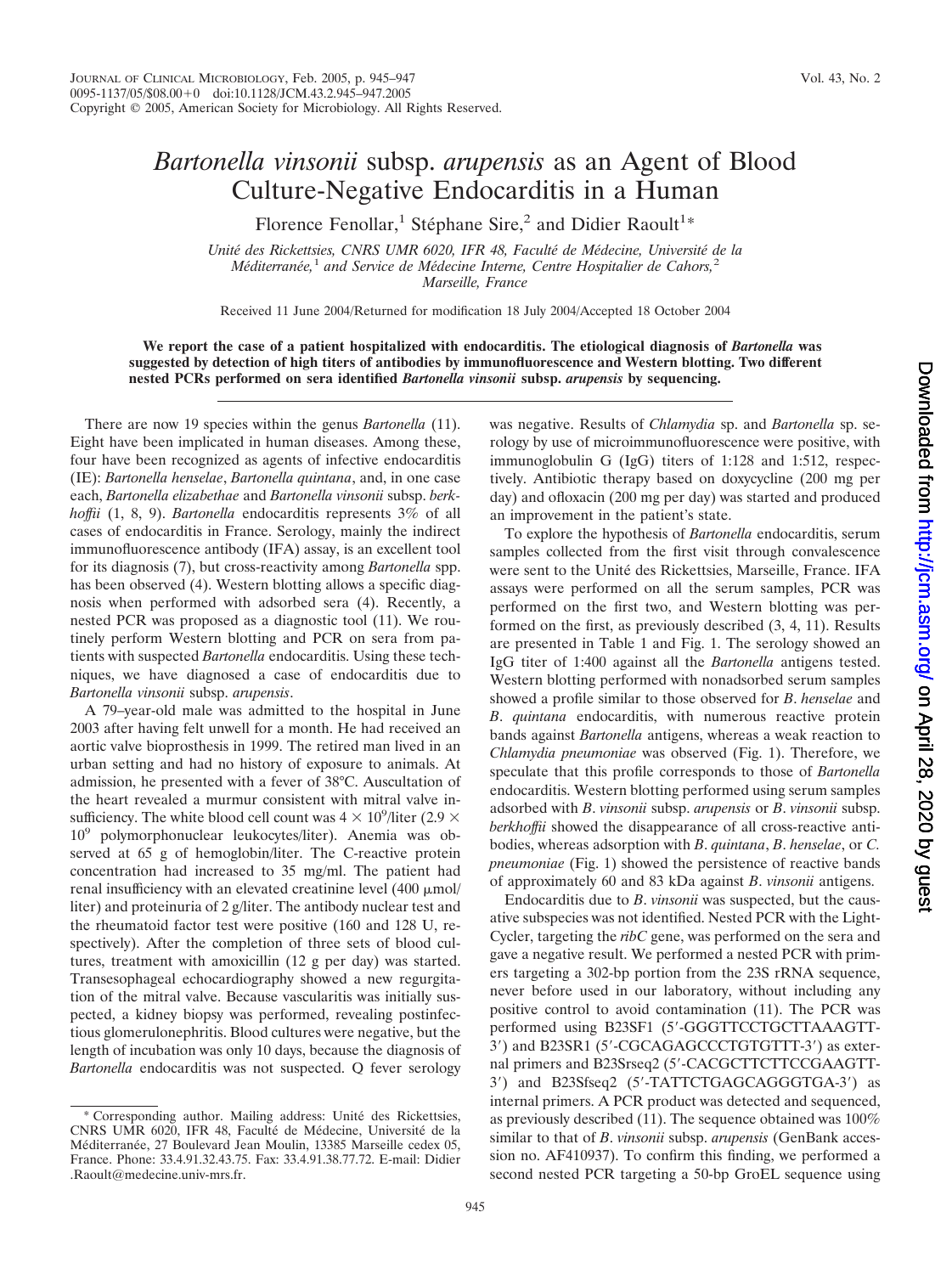# *Bartonella vinsonii* subsp. *arupensis* as an Agent of Blood Culture-Negative Endocarditis in a Human

Florence Fenollar,[1] Stéphane Sire,[2] and Didier Raoult[1]*

*Unité des Rickettsies, CNRS UMR 6020, IFR 48, Faculté de Médecine, Université de la Méditerranée,*[1] *and Service de Médecine Interne, Centre Hospitalier de Cahors,*[2] *Marseille, France*

Received 11 June 2004/Returned for modification 18 July 2004/Accepted 18 October 2004

**We report the case of a patient hospitalized with endocarditis. The etiological diagnosis of *Bartonella* was suggested by detection of high titers of antibodies by immunofluorescence and Western blotting. Two different nested PCRs performed on sera identified *Bartonella vinsonii* subsp. *arupensis* by sequencing.**

There are now 19 species within the genus *Bartonella* (11). Eight have been implicated in human diseases. Among these, four have been recognized as agents of infective endocarditis (IE): *Bartonella henselae*, *Bartonella quintana*, and, in one case each, *Bartonella elizabethae* and *Bartonella vinsonii* subsp. *berkhoffii* (1, 8, 9). *Bartonella* endocarditis represents 3% of all cases of endocarditis in France. Serology, mainly the indirect immunofluorescence antibody (IFA) assay, is an excellent tool for its diagnosis (7), but cross-reactivity among *Bartonella* spp. has been observed (4). Western blotting allows a specific diagnosis when performed with adsorbed sera (4). Recently, a nested PCR was proposed as a diagnostic tool (11). We routinely perform Western blotting and PCR on sera from patients with suspected *Bartonella* endocarditis. Using these techniques, we have diagnosed a case of endocarditis due to *Bartonella vinsonii* subsp. *arupensis*.

A 79–year-old male was admitted to the hospital in June 2003 after having felt unwell for a month. He had received an aortic valve bioprosthesis in 1999. The retired man lived in an urban setting and had no history of exposure to animals. At admission, he presented with a fever of 38°C. Auscultation of the heart revealed a murmur consistent with mitral valve insufficiency. The white blood cell count was $4 \times 10^9$/liter ($2.9 \times 10^9$ polymorphonuclear leukocytes/liter). Anemia was observed at 65 g of hemoglobin/liter. The C-reactive protein concentration had increased to 35 mg/ml. The patient had renal insufficiency with an elevated creatinine level (400 μmol/liter) and proteinuria of 2 g/liter. The antibody nuclear test and the rheumatoid factor test were positive (160 and 128 U, respectively). After the completion of three sets of blood cultures, treatment with amoxicillin (12 g per day) was started. Transesophageal echocardiography showed a new regurgitation of the mitral valve. Because vascularitis was initially suspected, a kidney biopsy was performed, revealing postinfectious glomerulonephritis. Blood cultures were negative, but the length of incubation was only 10 days, because the diagnosis of *Bartonella* endocarditis was not suspected. Q fever serology was negative. Results of *Chlamydia* sp. and *Bartonella* sp. serology by use of microimmunofluorescence were positive, with immunoglobulin G (IgG) titers of 1:128 and 1:512, respectively. Antibiotic therapy based on doxycycline (200 mg per day) and ofloxacin (200 mg per day) was started and produced an improvement in the patient's state.

To explore the hypothesis of *Bartonella* endocarditis, serum samples collected from the first visit through convalescence were sent to the Unité des Rickettsies, Marseille, France. IFA assays were performed on all the serum samples, PCR was performed on the first two, and Western blotting was performed on the first, as previously described (3, 4, 11). Results are presented in Table 1 and Fig. 1. The serology showed an IgG titer of 1:400 against all the *Bartonella* antigens tested. Western blotting performed with nonadsorbed serum samples showed a profile similar to those observed for *B. henselae* and *B. quintana* endocarditis, with numerous reactive protein bands against *Bartonella* antigens, whereas a weak reaction to *Chlamydia pneumoniae* was observed (Fig. 1). Therefore, we speculate that this profile corresponds to those of *Bartonella* endocarditis. Western blotting performed using serum samples adsorbed with *B. vinsonii* subsp. *arupensis* or *B. vinsonii* subsp. *berkhoffii* showed the disappearance of all cross-reactive antibodies, whereas adsorption with *B. quintana*, *B. henselae*, or *C. pneumoniae* (Fig. 1) showed the persistence of reactive bands of approximately 60 and 83 kDa against *B. vinsonii* antigens.

Endocarditis due to *B. vinsonii* was suspected, but the causative subspecies was not identified. Nested PCR with the LightCycler, targeting the *ribC* gene, was performed on the sera and gave a negative result. We performed a nested PCR with primers targeting a 302-bp portion from the 23S rRNA sequence, never before used in our laboratory, without including any positive control to avoid contamination (11). The PCR was performed using B23SF1 (5′-GGGTTCCTGCTTAAAGTT-3′) and B23SR1 (5′-CGCAGAGCCCTGTGTTT-3′) as external primers and B23Srseq2 (5′-CACGCTTCTTCCGAAGTT-3′) and B23Sfseq2 (5′-TATTCTGAGCAGGGTGA-3′) as internal primers. A PCR product was detected and sequenced, as previously described (11). The sequence obtained was 100% similar to that of *B. vinsonii* subsp. *arupensis* (GenBank accession no. AF410937). To confirm this finding, we performed a second nested PCR targeting a 50-bp GroEL sequence using

\* Corresponding author. Mailing address: Unité des Rickettsies, CNRS UMR 6020, IFR 48, Faculté de Médecine, Université de la Méditerranée, 27 Boulevard Jean Moulin, 13385 Marseille cedex 05, France. Phone: 33.4.91.32.43.75. Fax: 33.4.91.38.77.72. E-mail: Didier.Raoult@medecine.univ-mrs.fr.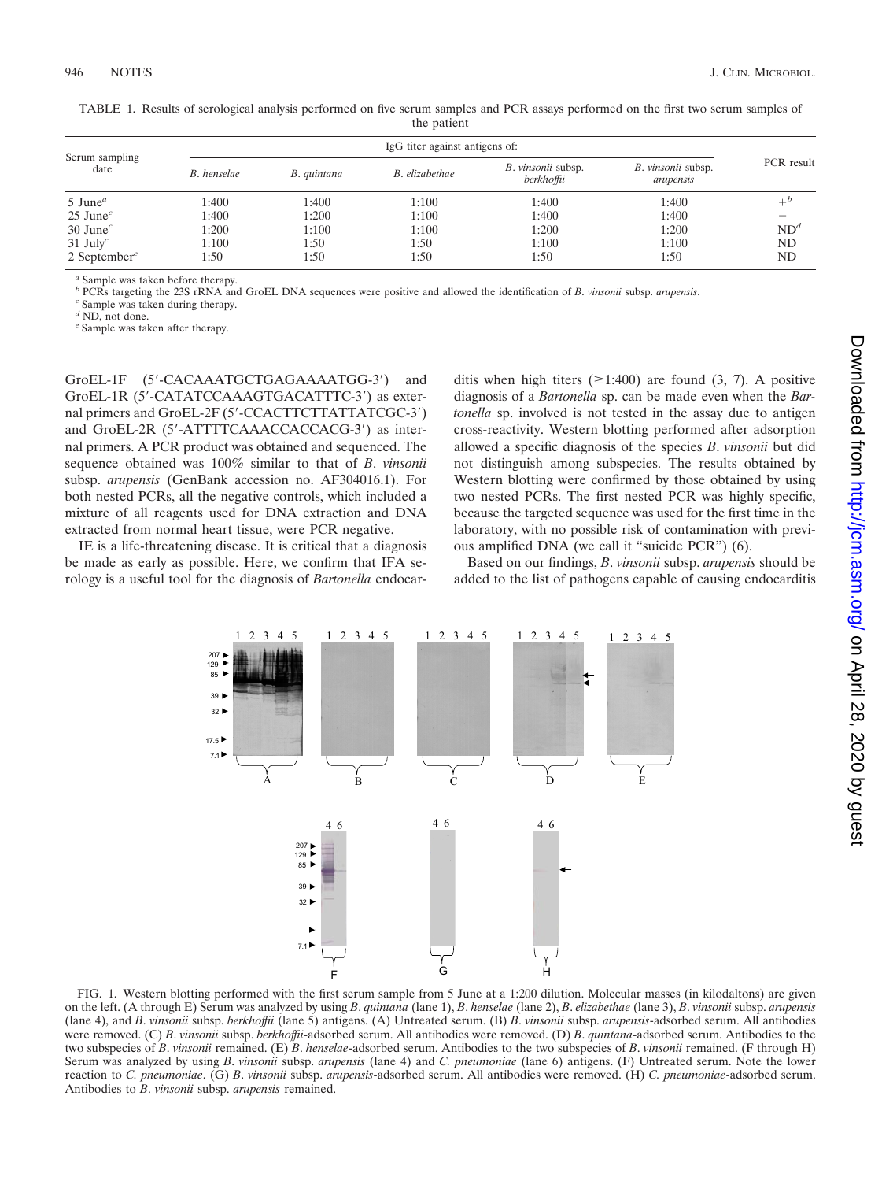TABLE 1. Results of serological analysis performed on five serum samples and PCR assays performed on the first two serum samples of the patient

| Serum sampling date | IgG titer against antigens of: | | | | | PCR result |
|---|---|---|---|---|---|---|
| | *B. henselae* | *B. quintana* | *B. elizabethae* | *B. vinsonii* subsp. *berkhoffii* | *B. vinsonii* subsp. *arupensis* | |
| 5 June[a] | 1:400 | 1:400 | 1:100 | 1:400 | 1:400 | +[b] |
| 25 June[c] | 1:400 | 1:200 | 1:100 | 1:400 | 1:400 | − |
| 30 June[c] | 1:200 | 1:100 | 1:100 | 1:200 | 1:200 | ND[d] |
| 31 July[c] | 1:100 | 1:50 | 1:50 | 1:100 | 1:100 | ND |
| 2 September[e] | 1:50 | 1:50 | 1:50 | 1:50 | 1:50 | ND |

[a] Sample was taken before therapy.
[b] PCRs targeting the 23S rRNA and GroEL DNA sequences were positive and allowed the identification of *B. vinsonii* subsp. *arupensis*.
[c] Sample was taken during therapy.
[d] ND, not done.
[e] Sample was taken after therapy.

GroEL-1F (5′-CACAAATGCTGAGAAAATGG-3′) and GroEL-1R (5′-CATATCCAAAGTGACATTTC-3′) as external primers and GroEL-2F (5′-CCACTTCTTATTATCGC-3′) and GroEL-2R (5′-ATTTTCAAACCACCACG-3′) as internal primers. A PCR product was obtained and sequenced. The sequence obtained was 100% similar to that of *B. vinsonii* subsp. *arupensis* (GenBank accession no. AF304016.1). For both nested PCRs, all the negative controls, which included a mixture of all reagents used for DNA extraction and DNA extracted from normal heart tissue, were PCR negative.

IE is a life-threatening disease. It is critical that a diagnosis be made as early as possible. Here, we confirm that IFA serology is a useful tool for the diagnosis of *Bartonella* endocarditis when high titers (≥1:400) are found (3, 7). A positive diagnosis of a *Bartonella* sp. can be made even when the *Bartonella* sp. involved is not tested in the assay due to antigen cross-reactivity. Western blotting performed after adsorption allowed a specific diagnosis of the species *B. vinsonii* but did not distinguish among subspecies. The results obtained by Western blotting were confirmed by those obtained by using two nested PCRs. The first nested PCR was highly specific, because the targeted sequence was used for the first time in the laboratory, with no possible risk of contamination with previous amplified DNA (we call it "suicide PCR") (6).

Based on our findings, *B. vinsonii* subsp. *arupensis* should be added to the list of pathogens capable of causing endocarditis

FIG. 1. Western blotting performed with the first serum sample from 5 June at a 1:200 dilution. Molecular masses (in kilodaltons) are given on the left. (A through E) Serum was analyzed by using *B. quintana* (lane 1), *B. henselae* (lane 2), *B. elizabethae* (lane 3), *B. vinsonii* subsp. *arupensis* (lane 4), and *B. vinsonii* subsp. *berkhoffii* (lane 5) antigens. (A) Untreated serum. (B) *B. vinsonii* subsp. *arupensis*-adsorbed serum. All antibodies were removed. (C) *B. vinsonii* subsp. *berkhoffii*-adsorbed serum. All antibodies were removed. (D) *B. quintana*-adsorbed serum. Antibodies to the two subspecies of *B. vinsonii* remained. (E) *B. henselae*-adsorbed serum. Antibodies to the two subspecies of *B. vinsonii* remained. (F through H) Serum was analyzed by using *B. vinsonii* subsp. *arupensis* (lane 4) and *C. pneumoniae* (lane 6) antigens. (F) Untreated serum. Note the lower reaction to *C. pneumoniae*. (G) *B. vinsonii* subsp. *arupensis*-adsorbed serum. All antibodies were removed. (H) *C. pneumoniae*-adsorbed serum. Antibodies to *B. vinsonii* subsp. *arupensis* remained.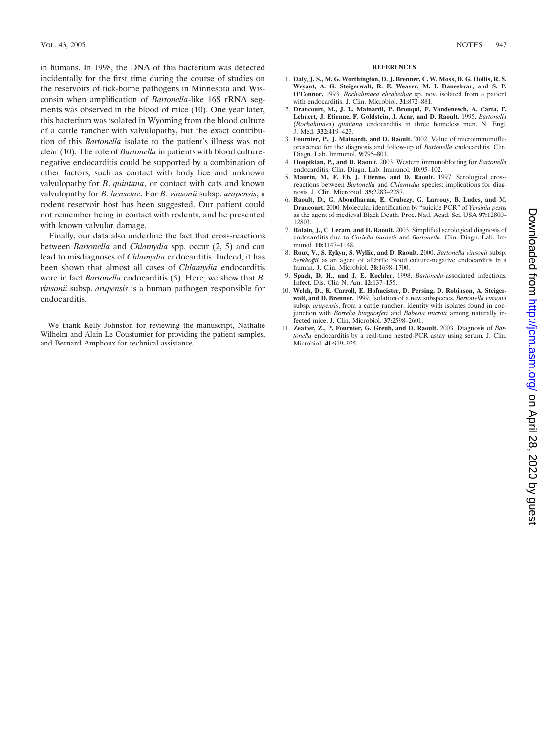in humans. In 1998, the DNA of this bacterium was detected incidentally for the first time during the course of studies on the reservoirs of tick-borne pathogens in Minnesota and Wisconsin when amplification of *Bartonella*-like 16S rRNA segments was observed in the blood of mice (10). One year later, this bacterium was isolated in Wyoming from the blood culture of a cattle rancher with valvulopathy, but the exact contribution of this *Bartonella* isolate to the patient's illness was not clear (10). The role of *Bartonella* in patients with blood culture-negative endocarditis could be supported by a combination of other factors, such as contact with body lice and unknown valvulopathy for *B. quintana*, or contact with cats and known valvulopathy for *B. henselae*. For *B. vinsonii* subsp. *arupensis*, a rodent reservoir host has been suggested. Our patient could not remember being in contact with rodents, and he presented with known valvular damage.

Finally, our data also underline the fact that cross-reactions between *Bartonella* and *Chlamydia* spp. occur (2, 5) and can lead to misdiagnoses of *Chlamydia* endocarditis. Indeed, it has been shown that almost all cases of *Chlamydia* endocarditis were in fact *Bartonella* endocarditis (5). Here, we show that *B. vinsonii* subsp. *arupensis* is a human pathogen responsible for endocarditis.

We thank Kelly Johnston for reviewing the manuscript, Nathalie Wilhelm and Alain Le Coustumier for providing the patient samples, and Bernard Amphoux for technical assistance.

## REFERENCES

1. **Daly, J. S., M. G. Worthington, D. J. Brenner, C. W. Moss, D. G. Hollis, R. S. Weyant, A. G. Steigerwalt, R. E. Weaver, M. I. Daneshvar, and S. P. O'Connor.** 1993. *Rochalimaea elizabethae* sp. nov. isolated from a patient with endocarditis. J. Clin. Microbiol. **31:**872–881.
2. **Drancourt, M., J. L. Mainardi, P. Brouqui, F. Vandenesch, A. Carta, F. Lehnert, J. Etienne, F. Goldstein, J. Acar, and D. Raoult.** 1995. *Bartonella* (*Rochalimaea*) *quintana* endocarditis in three homeless men. N. Engl. J. Med. **332:**419–423.
3. **Fournier, P., J. Mainardi, and D. Raoult.** 2002. Value of microimmunofluorescence for the diagnosis and follow-up of *Bartonella* endocarditis. Clin. Diagn. Lab. Immunol. **9:**795–801.
4. **Houpikian, P., and D. Raoult.** 2003. Western immunoblotting for *Bartonella* endocarditis. Clin. Diagn. Lab. Immunol. **10:**95–102.
5. **Maurin, M., F. Eb, J. Etienne, and D. Raoult.** 1997. Serological cross-reactions between *Bartonella* and *Chlamydia* species: implications for diagnosis. J. Clin. Microbiol. **35:**2283–2287.
6. **Raoult, D., G. Aboudharam, E. Crubezy, G. Larrouy, B. Ludes, and M. Drancourt.** 2000. Molecular identification by "suicide PCR" of *Yersinia pestis* as the agent of medieval Black Death. Proc. Natl. Acad. Sci. USA **97:**12800–12803.
7. **Rolain, J., C. Lecam, and D. Raoult.** 2003. Simplified serological diagnosis of endocarditis due to *Coxiella burnetii* and *Bartonella*. Clin. Diagn. Lab. Immunol. **10:**1147–1148.
8. **Roux, V., S. Eykyn, S. Wyllie, and D. Raoult.** 2000. *Bartonella vinsonii* subsp. *berkhoffii* as an agent of afebrile blood culture-negative endocarditis in a human. J. Clin. Microbiol. **38:**1698–1700.
9. **Spach, D. H., and J. E. Koehler.** 1998. *Bartonella*-associated infections. Infect. Dis. Clin N. Am. **12:**137–155.
10. **Welch, D., K. Carroll, E. Hofmeister, D. Persing, D. Robinson, A. Steigerwalt, and D. Brenner.** 1999. Isolation of a new subspecies, *Bartonella vinsonii* subsp. *arupensis*, from a cattle rancher: identity with isolates found in conjunction with *Borrelia burgdorferi* and *Babesia microti* among naturally infected mice. J. Clin. Microbiol. **37:**2598–2601.
11. **Zeaiter, Z., P. Fournier, G. Greub, and D. Raoult.** 2003. Diagnosis of *Bartonella* endocarditis by a real-time nested-PCR assay using serum. J. Clin. Microbiol. **41:**919–925.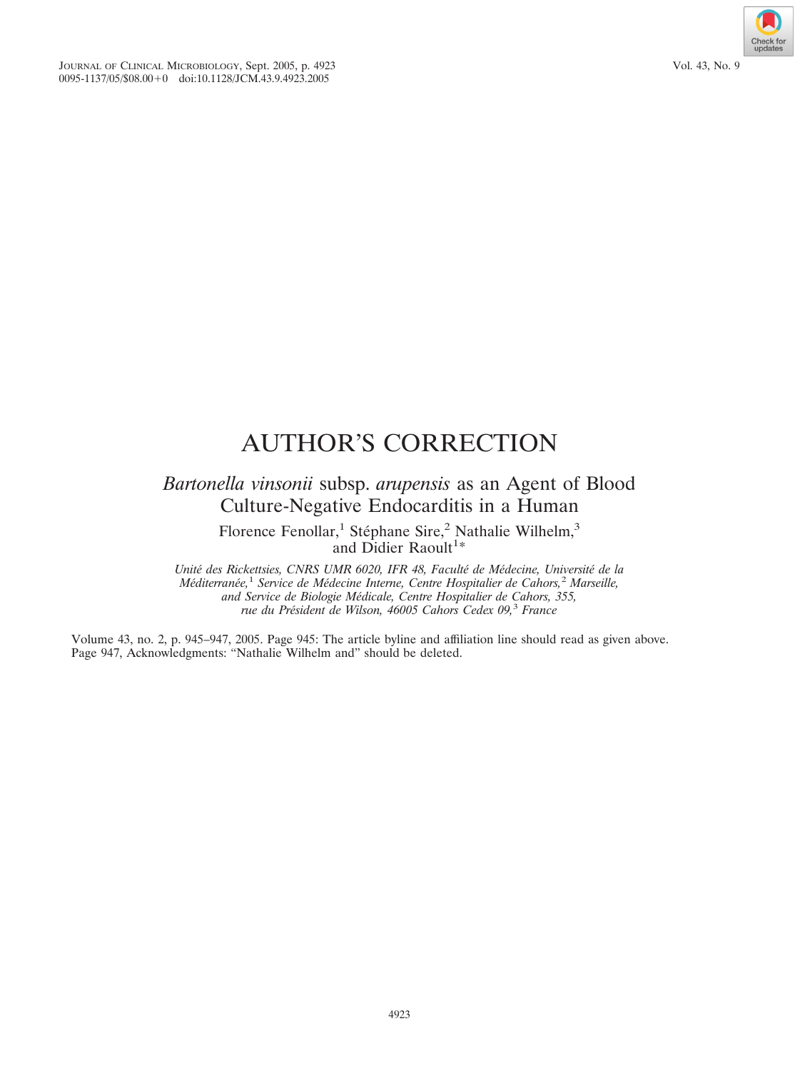# AUTHOR'S CORRECTION

## *Bartonella vinsonii* subsp. *arupensis* as an Agent of Blood Culture-Negative Endocarditis in a Human

Florence Fenollar,[1] Stéphane Sire,[2] Nathalie Wilhelm,[3] and Didier Raoult[1]*

*Unité des Rickettsies, CNRS UMR 6020, IFR 48, Faculté de Médecine, Université de la Méditerranée,[1] Service de Médecine Interne, Centre Hospitalier de Cahors,[2] Marseille, and Service de Biologie Médicale, Centre Hospitalier de Cahors, 355, rue du Président de Wilson, 46005 Cahors Cedex 09,[3] France*

Volume 43, no. 2, p. 945–947, 2005. Page 945: The article byline and affiliation line should read as given above. Page 947, Acknowledgments: "Nathalie Wilhelm and" should be deleted.